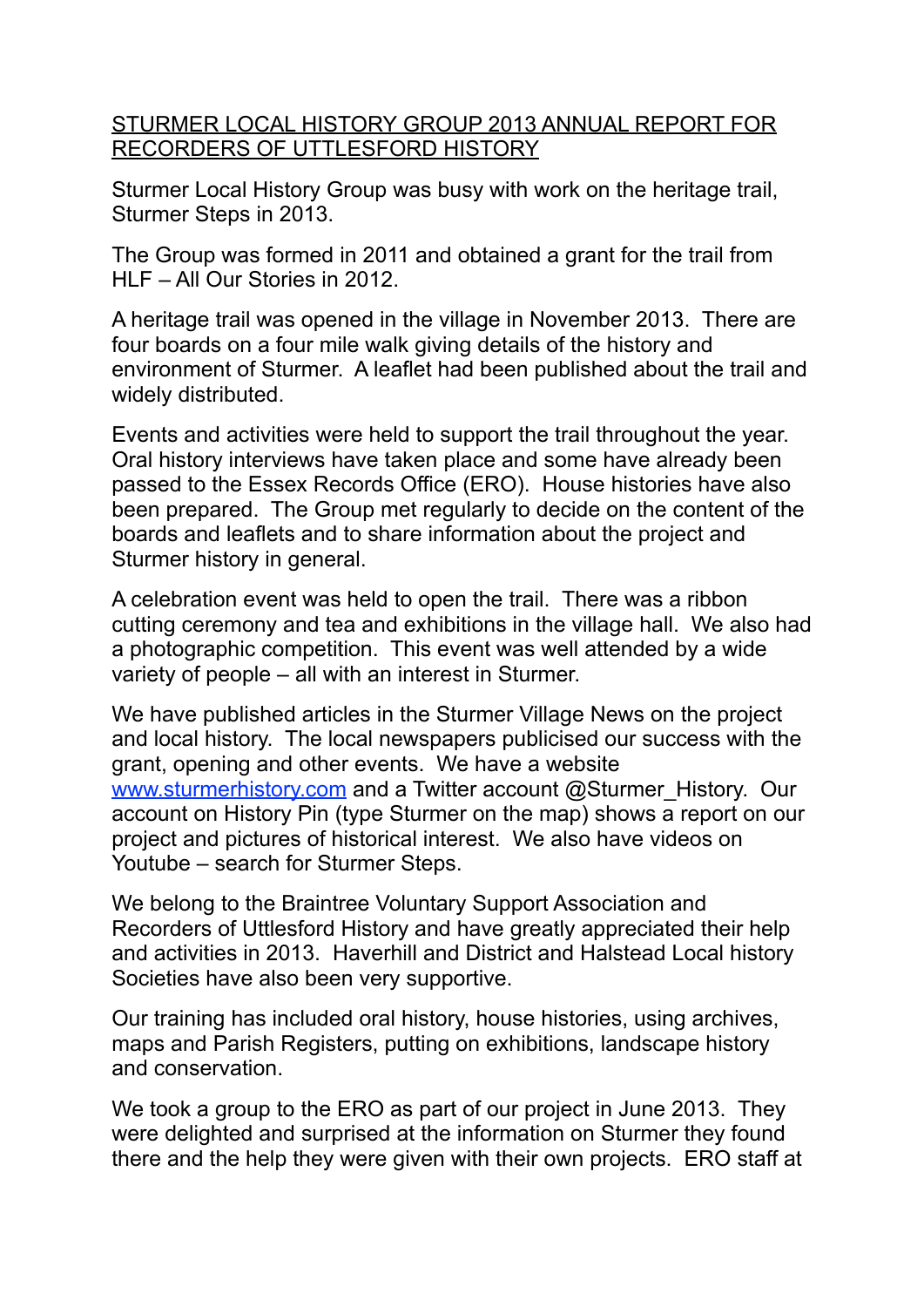# STURMER LOCAL HISTORY GROUP 2013 ANNUAL REPORT FOR RECORDERS OF UTTLESFORD HISTORY

Sturmer Local History Group was busy with work on the heritage trail, Sturmer Steps in 2013.

The Group was formed in 2011 and obtained a grant for the trail from HLF – All Our Stories in 2012.

A heritage trail was opened in the village in November 2013. There are four boards on a four mile walk giving details of the history and environment of Sturmer. A leaflet had been published about the trail and widely distributed.

Events and activities were held to support the trail throughout the year. Oral history interviews have taken place and some have already been passed to the Essex Records Office (ERO). House histories have also been prepared. The Group met regularly to decide on the content of the boards and leaflets and to share information about the project and Sturmer history in general.

A celebration event was held to open the trail. There was a ribbon cutting ceremony and tea and exhibitions in the village hall. We also had a photographic competition. This event was well attended by a wide variety of people – all with an interest in Sturmer.

We have published articles in the Sturmer Village News on the project and local history. The local newspapers publicised our success with the grant, opening and other events. We have a website [www.sturmerhistory.com](http://www.sturmerhistory.com) and a Twitter account @Sturmer_History. Our account on History Pin (type Sturmer on the map) shows a report on our project and pictures of historical interest. We also have videos on Youtube – search for Sturmer Steps.

We belong to the Braintree Voluntary Support Association and Recorders of Uttlesford History and have greatly appreciated their help and activities in 2013. Haverhill and District and Halstead Local history Societies have also been very supportive.

Our training has included oral history, house histories, using archives, maps and Parish Registers, putting on exhibitions, landscape history and conservation.

We took a group to the ERO as part of our project in June 2013. They were delighted and surprised at the information on Sturmer they found there and the help they were given with their own projects. ERO staff at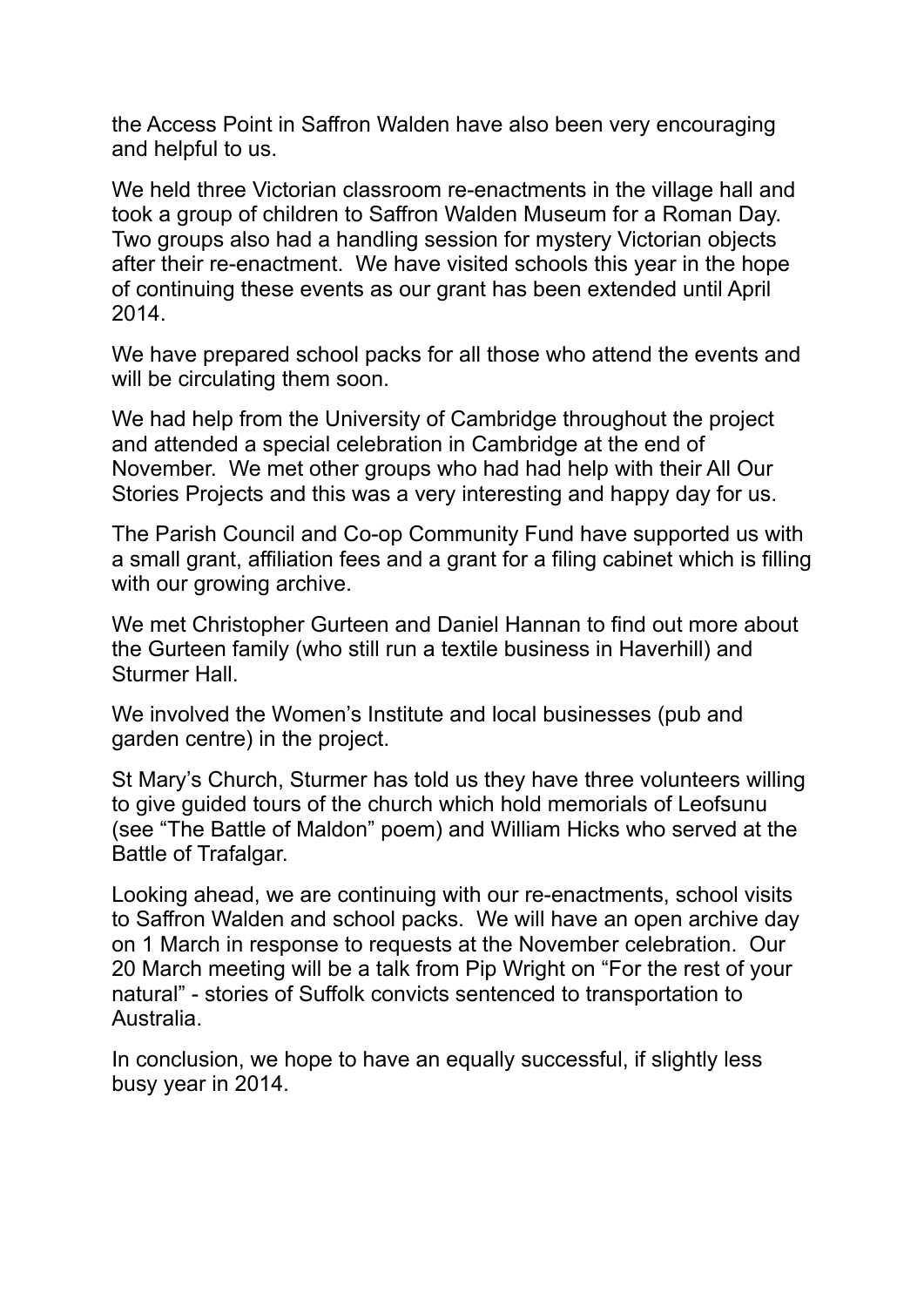the Access Point in Saffron Walden have also been very encouraging and helpful to us.

We held three Victorian classroom re-enactments in the village hall and took a group of children to Saffron Walden Museum for a Roman Day. Two groups also had a handling session for mystery Victorian objects after their re-enactment. We have visited schools this year in the hope of continuing these events as our grant has been extended until April 2014.

We have prepared school packs for all those who attend the events and will be circulating them soon.

We had help from the University of Cambridge throughout the project and attended a special celebration in Cambridge at the end of November. We met other groups who had had help with their All Our Stories Projects and this was a very interesting and happy day for us.

The Parish Council and Co-op Community Fund have supported us with a small grant, affiliation fees and a grant for a filing cabinet which is filling with our growing archive.

We met Christopher Gurteen and Daniel Hannan to find out more about the Gurteen family (who still run a textile business in Haverhill) and Sturmer Hall.

We involved the Women's Institute and local businesses (pub and garden centre) in the project.

St Mary's Church, Sturmer has told us they have three volunteers willing to give guided tours of the church which hold memorials of Leofsunu (see "The Battle of Maldon" poem) and William Hicks who served at the Battle of Trafalgar.

Looking ahead, we are continuing with our re-enactments, school visits to Saffron Walden and school packs. We will have an open archive day on 1 March in response to requests at the November celebration. Our 20 March meeting will be a talk from Pip Wright on "For the rest of your natural" - stories of Suffolk convicts sentenced to transportation to Australia.

In conclusion, we hope to have an equally successful, if slightly less busy year in 2014.